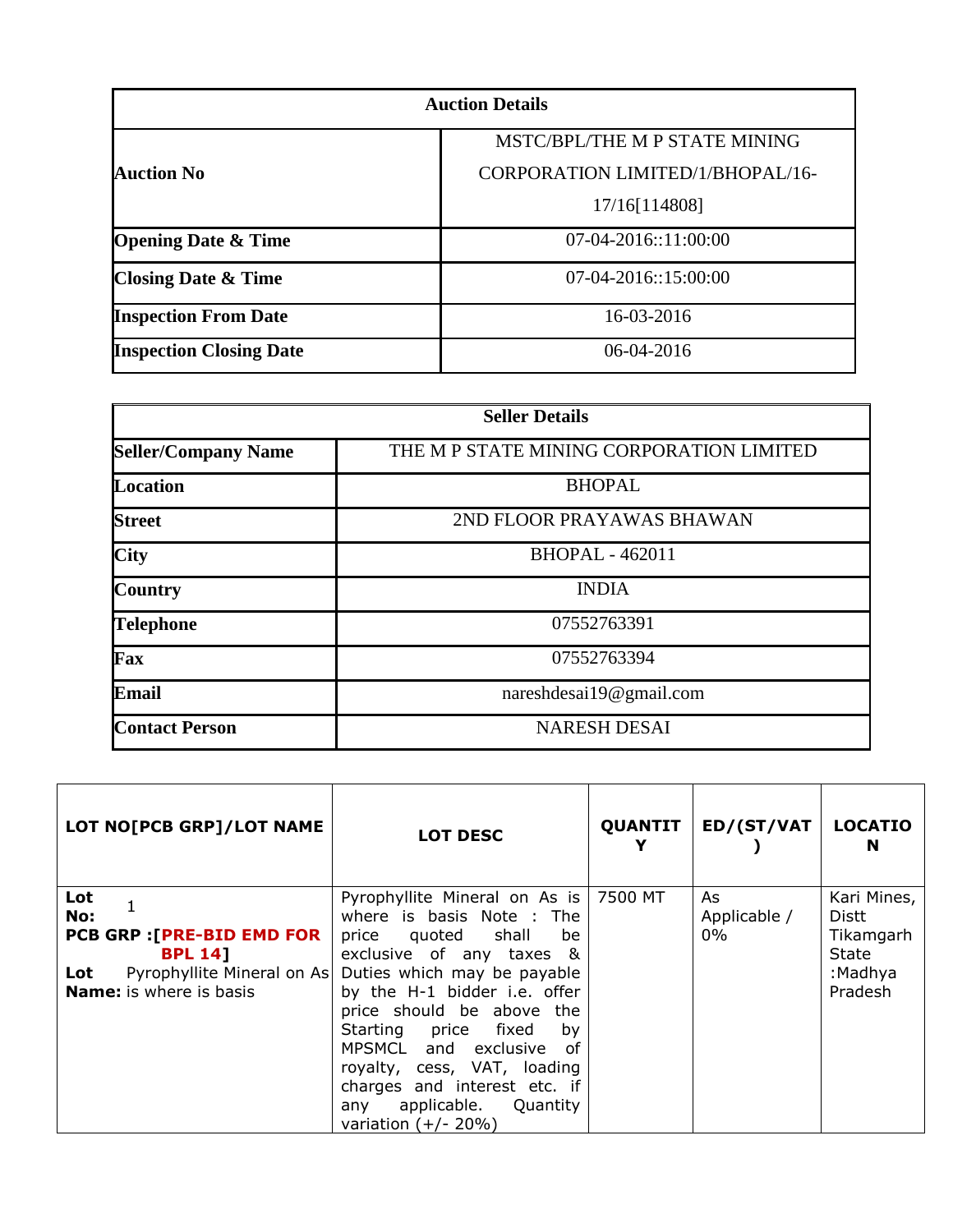| Auction Details | |
|---|---|
| Auction No | MSTC/BPL/THE M P STATE MINING CORPORATION LIMITED/1/BHOPAL/16-17/16[114808] |
| Opening Date & Time | 07-04-2016::11:00:00 |
| Closing Date & Time | 07-04-2016::15:00:00 |
| Inspection From Date | 16-03-2016 |
| Inspection Closing Date | 06-04-2016 |

| Seller Details | |
|---|---|
| Seller/Company Name | THE M P STATE MINING CORPORATION LIMITED |
| Location | BHOPAL |
| Street | 2ND FLOOR PRAYAWAS BHAWAN |
| City | BHOPAL - 462011 |
| Country | INDIA |
| Telephone | 07552763391 |
| Fax | 07552763394 |
| Email | nareshdesai19@gmail.com |
| Contact Person | NARESH DESAI |

| LOT NO[PCB GRP]/LOT NAME | LOT DESC | QUANTITY | ED/(ST/VAT) | LOCATION |
|---|---|---|---|---|
| **Lot No:** 1 **PCB GRP :[PRE-BID EMD FOR BPL 14]** **Lot Name:** Pyrophyllite Mineral on As is where is basis | Pyrophyllite Mineral on As is where is basis Note : The price quoted shall be exclusive of any taxes & Duties which may be payable by the H-1 bidder i.e. offer price should be above the Starting price fixed by MPSMCL and exclusive of royalty, cess, VAT, loading charges and interest etc. if any applicable. Quantity variation (+/- 20%) | 7500 MT | As Applicable / 0% | Kari Mines, Distt Tikamgarh State :Madhya Pradesh |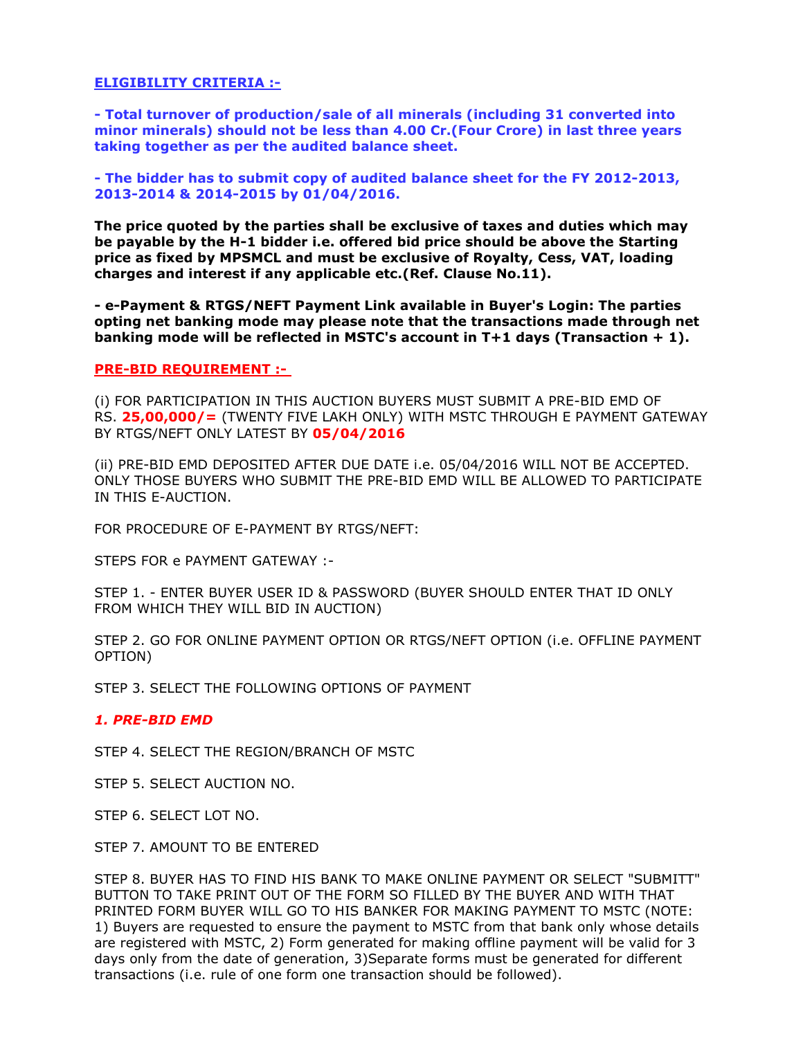**ELIGIBILITY CRITERIA :-**

**- Total turnover of production/sale of all minerals (including 31 converted into minor minerals) should not be less than 4.00 Cr.(Four Crore) in last three years taking together as per the audited balance sheet.**

**- The bidder has to submit copy of audited balance sheet for the FY 2012-2013, 2013-2014 & 2014-2015 by 01/04/2016.**

**The price quoted by the parties shall be exclusive of taxes and duties which may be payable by the H-1 bidder i.e. offered bid price should be above the Starting price as fixed by MPSMCL and must be exclusive of Royalty, Cess, VAT, loading charges and interest if any applicable etc.(Ref. Clause No.11).**

**- e-Payment & RTGS/NEFT Payment Link available in Buyer's Login: The parties opting net banking mode may please note that the transactions made through net banking mode will be reflected in MSTC's account in T+1 days (Transaction + 1).**

**PRE-BID REQUIREMENT :-**

(i) FOR PARTICIPATION IN THIS AUCTION BUYERS MUST SUBMIT A PRE-BID EMD OF RS. **25,00,000/=** (TWENTY FIVE LAKH ONLY) WITH MSTC THROUGH E PAYMENT GATEWAY BY RTGS/NEFT ONLY LATEST BY **05/04/2016**

(ii) PRE-BID EMD DEPOSITED AFTER DUE DATE i.e. 05/04/2016 WILL NOT BE ACCEPTED. ONLY THOSE BUYERS WHO SUBMIT THE PRE-BID EMD WILL BE ALLOWED TO PARTICIPATE IN THIS E-AUCTION.

FOR PROCEDURE OF E-PAYMENT BY RTGS/NEFT:

STEPS FOR e PAYMENT GATEWAY :-

STEP 1. - ENTER BUYER USER ID & PASSWORD (BUYER SHOULD ENTER THAT ID ONLY FROM WHICH THEY WILL BID IN AUCTION)

STEP 2. GO FOR ONLINE PAYMENT OPTION OR RTGS/NEFT OPTION (i.e. OFFLINE PAYMENT OPTION)

STEP 3. SELECT THE FOLLOWING OPTIONS OF PAYMENT

***1. PRE-BID EMD***

STEP 4. SELECT THE REGION/BRANCH OF MSTC

STEP 5. SELECT AUCTION NO.

STEP 6. SELECT LOT NO.

STEP 7. AMOUNT TO BE ENTERED

STEP 8. BUYER HAS TO FIND HIS BANK TO MAKE ONLINE PAYMENT OR SELECT "SUBMITT" BUTTON TO TAKE PRINT OUT OF THE FORM SO FILLED BY THE BUYER AND WITH THAT PRINTED FORM BUYER WILL GO TO HIS BANKER FOR MAKING PAYMENT TO MSTC (NOTE: 1) Buyers are requested to ensure the payment to MSTC from that bank only whose details are registered with MSTC, 2) Form generated for making offline payment will be valid for 3 days only from the date of generation, 3)Separate forms must be generated for different transactions (i.e. rule of one form one transaction should be followed).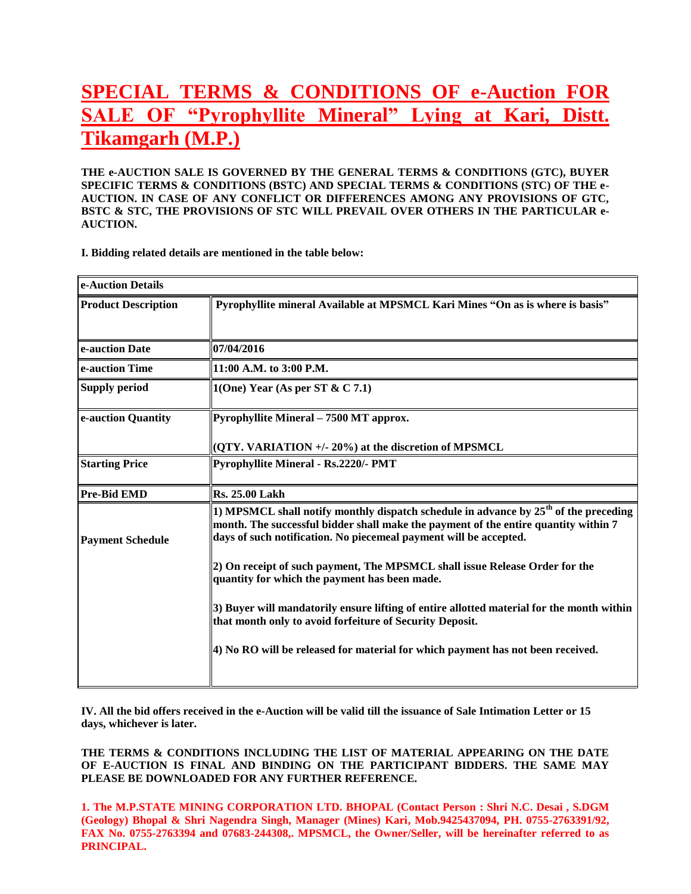# SPECIAL TERMS & CONDITIONS OF e-Auction FOR SALE OF "Pyrophyllite Mineral" Lying at Kari, Distt. Tikamgarh (M.P.)

**THE e-AUCTION SALE IS GOVERNED BY THE GENERAL TERMS & CONDITIONS (GTC), BUYER SPECIFIC TERMS & CONDITIONS (BSTC) AND SPECIAL TERMS & CONDITIONS (STC) OF THE e-AUCTION. IN CASE OF ANY CONFLICT OR DIFFERENCES AMONG ANY PROVISIONS OF GTC, BSTC & STC, THE PROVISIONS OF STC WILL PREVAIL OVER OTHERS IN THE PARTICULAR e-AUCTION.**

**I. Bidding related details are mentioned in the table below:**

| e-Auction Details | |
|---|---|
| **Product Description** | **Pyrophyllite mineral Available at MPSMCL Kari Mines "On as is where is basis"** |
| **e-auction Date** | **07/04/2016** |
| **e-auction Time** | **11:00 A.M. to 3:00 P.M.** |
| **Supply period** | **1(One) Year (As per ST & C 7.1)** |
| **e-auction Quantity** | **Pyrophyllite Mineral – 7500 MT approx.**<br><br>**(QTY. VARIATION +/- 20%) at the discretion of MPSMCL** |
| **Starting Price** | **Pyrophyllite Mineral - Rs.2220/- PMT** |
| **Pre-Bid EMD** | **Rs. 25.00 Lakh** |
| **Payment Schedule** | **1) MPSMCL shall notify monthly dispatch schedule in advance by 25th of the preceding month. The successful bidder shall make the payment of the entire quantity within 7 days of such notification. No piecemeal payment will be accepted.**<br><br>**2) On receipt of such payment, The MPSMCL shall issue Release Order for the quantity for which the payment has been made.**<br><br>**3) Buyer will mandatorily ensure lifting of entire allotted material for the month within that month only to avoid forfeiture of Security Deposit.**<br><br>**4) No RO will be released for material for which payment has not been received.** |

**IV. All the bid offers received in the e-Auction will be valid till the issuance of Sale Intimation Letter or 15 days, whichever is later.**

**THE TERMS & CONDITIONS INCLUDING THE LIST OF MATERIAL APPEARING ON THE DATE OF E-AUCTION IS FINAL AND BINDING ON THE PARTICIPANT BIDDERS. THE SAME MAY PLEASE BE DOWNLOADED FOR ANY FURTHER REFERENCE.**

**1. The M.P.STATE MINING CORPORATION LTD. BHOPAL (Contact Person : Shri N.C. Desai , S.DGM (Geology) Bhopal & Shri Nagendra Singh, Manager (Mines) Kari, Mob.9425437094, PH. 0755-2763391/92, FAX No. 0755-2763394 and 07683-244308,. MPSMCL, the Owner/Seller, will be hereinafter referred to as PRINCIPAL.**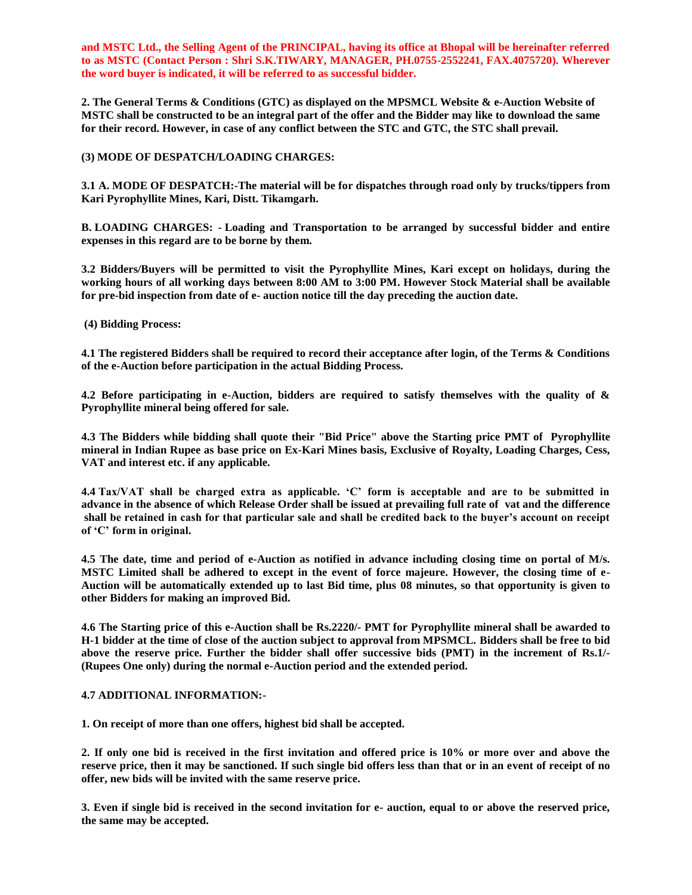**and MSTC Ltd., the Selling Agent of the PRINCIPAL, having its office at Bhopal will be hereinafter referred to as MSTC (Contact Person : Shri S.K.TIWARY, MANAGER, PH.0755-2552241, FAX.4075720). Wherever the word buyer is indicated, it will be referred to as successful bidder.**

**2. The General Terms & Conditions (GTC) as displayed on the MPSMCL Website & e-Auction Website of MSTC shall be constructed to be an integral part of the offer and the Bidder may like to download the same for their record. However, in case of any conflict between the STC and GTC, the STC shall prevail.**

**(3) MODE OF DESPATCH/LOADING CHARGES:**

**3.1 A. MODE OF DESPATCH:-The material will be for dispatches through road only by trucks/tippers from Kari Pyrophyllite Mines, Kari, Distt. Tikamgarh.**

**B. LOADING CHARGES: - Loading and Transportation to be arranged by successful bidder and entire expenses in this regard are to be borne by them.**

**3.2 Bidders/Buyers will be permitted to visit the Pyrophyllite Mines, Kari except on holidays, during the working hours of all working days between 8:00 AM to 3:00 PM. However Stock Material shall be available for pre-bid inspection from date of e- auction notice till the day preceding the auction date.**

**(4) Bidding Process:**

**4.1 The registered Bidders shall be required to record their acceptance after login, of the Terms & Conditions of the e-Auction before participation in the actual Bidding Process.**

**4.2 Before participating in e-Auction, bidders are required to satisfy themselves with the quality of & Pyrophyllite mineral being offered for sale.**

**4.3 The Bidders while bidding shall quote their "Bid Price" above the Starting price PMT of Pyrophyllite mineral in Indian Rupee as base price on Ex-Kari Mines basis, Exclusive of Royalty, Loading Charges, Cess, VAT and interest etc. if any applicable.**

**4.4 Tax/VAT shall be charged extra as applicable. 'C' form is acceptable and are to be submitted in advance in the absence of which Release Order shall be issued at prevailing full rate of vat and the difference shall be retained in cash for that particular sale and shall be credited back to the buyer's account on receipt of 'C' form in original.**

**4.5 The date, time and period of e-Auction as notified in advance including closing time on portal of M/s. MSTC Limited shall be adhered to except in the event of force majeure. However, the closing time of e-Auction will be automatically extended up to last Bid time, plus 08 minutes, so that opportunity is given to other Bidders for making an improved Bid.**

**4.6 The Starting price of this e-Auction shall be Rs.2220/- PMT for Pyrophyllite mineral shall be awarded to H-1 bidder at the time of close of the auction subject to approval from MPSMCL. Bidders shall be free to bid above the reserve price. Further the bidder shall offer successive bids (PMT) in the increment of Rs.1/- (Rupees One only) during the normal e-Auction period and the extended period.**

**4.7 ADDITIONAL INFORMATION:-**

**1. On receipt of more than one offers, highest bid shall be accepted.**

**2. If only one bid is received in the first invitation and offered price is 10% or more over and above the reserve price, then it may be sanctioned. If such single bid offers less than that or in an event of receipt of no offer, new bids will be invited with the same reserve price.**

**3. Even if single bid is received in the second invitation for e- auction, equal to or above the reserved price, the same may be accepted.**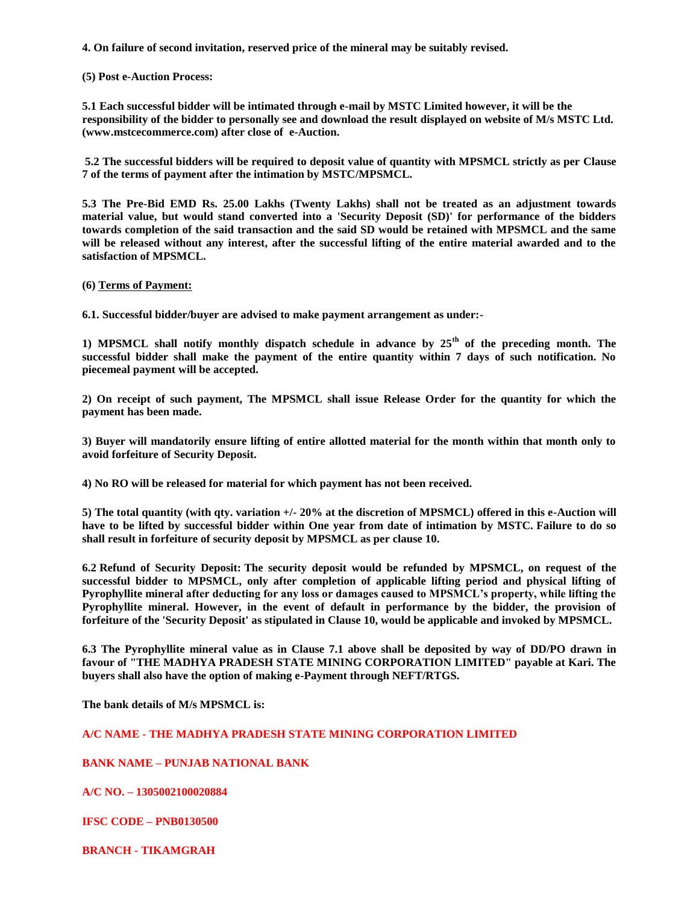**4. On failure of second invitation, reserved price of the mineral may be suitably revised.**

**(5) Post e-Auction Process:**

**5.1 Each successful bidder will be intimated through e-mail by MSTC Limited however, it will be the responsibility of the bidder to personally see and download the result displayed on website of M/s MSTC Ltd. (www.mstcecommerce.com) after close of e-Auction.**

**5.2 The successful bidders will be required to deposit value of quantity with MPSMCL strictly as per Clause 7 of the terms of payment after the intimation by MSTC/MPSMCL.**

**5.3 The Pre-Bid EMD Rs. 25.00 Lakhs (Twenty Lakhs) shall not be treated as an adjustment towards material value, but would stand converted into a 'Security Deposit (SD)' for performance of the bidders towards completion of the said transaction and the said SD would be retained with MPSMCL and the same will be released without any interest, after the successful lifting of the entire material awarded and to the satisfaction of MPSMCL.**

**(6) Terms of Payment:**

**6.1. Successful bidder/buyer are advised to make payment arrangement as under:-**

**1) MPSMCL shall notify monthly dispatch schedule in advance by 25th of the preceding month. The successful bidder shall make the payment of the entire quantity within 7 days of such notification. No piecemeal payment will be accepted.**

**2) On receipt of such payment, The MPSMCL shall issue Release Order for the quantity for which the payment has been made.**

**3) Buyer will mandatorily ensure lifting of entire allotted material for the month within that month only to avoid forfeiture of Security Deposit.**

**4) No RO will be released for material for which payment has not been received.**

**5) The total quantity (with qty. variation +/- 20% at the discretion of MPSMCL) offered in this e-Auction will have to be lifted by successful bidder within One year from date of intimation by MSTC. Failure to do so shall result in forfeiture of security deposit by MPSMCL as per clause 10.**

**6.2 Refund of Security Deposit: The security deposit would be refunded by MPSMCL, on request of the successful bidder to MPSMCL, only after completion of applicable lifting period and physical lifting of Pyrophyllite mineral after deducting for any loss or damages caused to MPSMCL's property, while lifting the Pyrophyllite mineral. However, in the event of default in performance by the bidder, the provision of forfeiture of the 'Security Deposit' as stipulated in Clause 10, would be applicable and invoked by MPSMCL.**

**6.3 The Pyrophyllite mineral value as in Clause 7.1 above shall be deposited by way of DD/PO drawn in favour of "THE MADHYA PRADESH STATE MINING CORPORATION LIMITED" payable at Kari. The buyers shall also have the option of making e-Payment through NEFT/RTGS.**

**The bank details of M/s MPSMCL is:**

**A/C NAME - THE MADHYA PRADESH STATE MINING CORPORATION LIMITED**

**BANK NAME – PUNJAB NATIONAL BANK**

**A/C NO. – 1305002100020884**

**IFSC CODE – PNB0130500**

**BRANCH - TIKAMGRAH**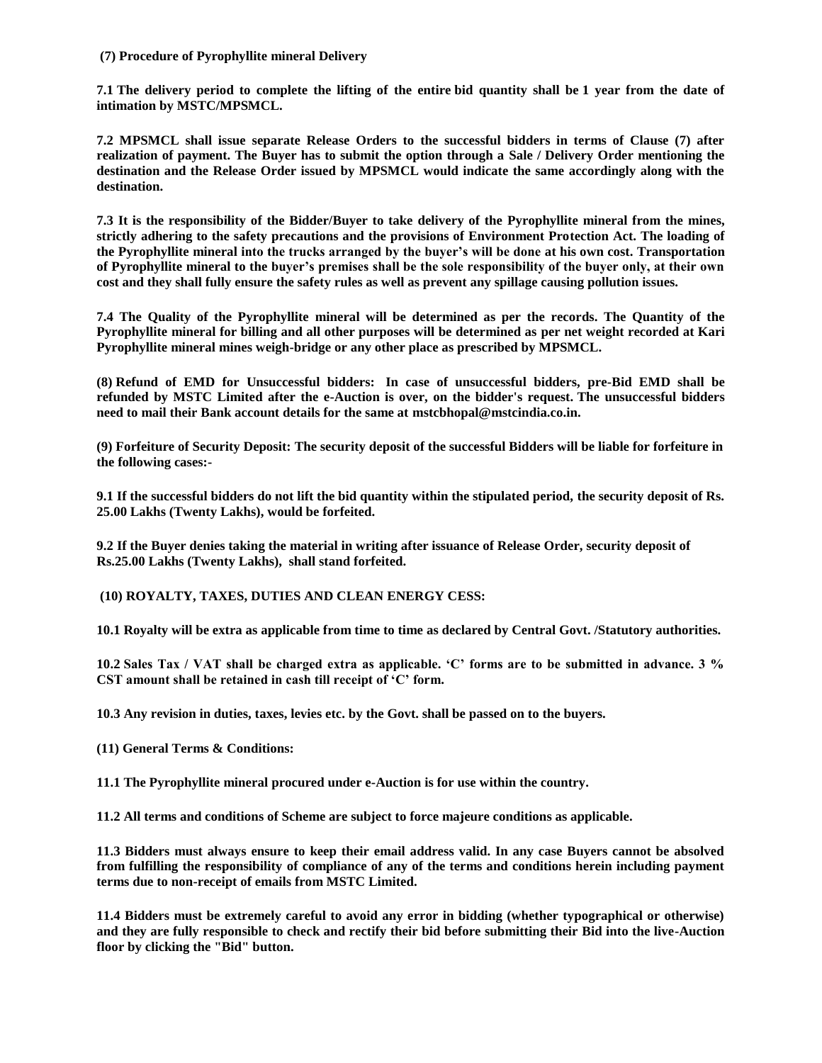**(7) Procedure of Pyrophyllite mineral Delivery**

**7.1 The delivery period to complete the lifting of the entire bid quantity shall be 1 year from the date of intimation by MSTC/MPSMCL.**

**7.2 MPSMCL shall issue separate Release Orders to the successful bidders in terms of Clause (7) after realization of payment. The Buyer has to submit the option through a Sale / Delivery Order mentioning the destination and the Release Order issued by MPSMCL would indicate the same accordingly along with the destination.**

**7.3 It is the responsibility of the Bidder/Buyer to take delivery of the Pyrophyllite mineral from the mines, strictly adhering to the safety precautions and the provisions of Environment Protection Act. The loading of the Pyrophyllite mineral into the trucks arranged by the buyer's will be done at his own cost. Transportation of Pyrophyllite mineral to the buyer's premises shall be the sole responsibility of the buyer only, at their own cost and they shall fully ensure the safety rules as well as prevent any spillage causing pollution issues.**

**7.4 The Quality of the Pyrophyllite mineral will be determined as per the records. The Quantity of the Pyrophyllite mineral for billing and all other purposes will be determined as per net weight recorded at Kari Pyrophyllite mineral mines weigh-bridge or any other place as prescribed by MPSMCL.**

**(8) Refund of EMD for Unsuccessful bidders: In case of unsuccessful bidders, pre-Bid EMD shall be refunded by MSTC Limited after the e-Auction is over, on the bidder's request. The unsuccessful bidders need to mail their Bank account details for the same at mstcbhopal@mstcindia.co.in.**

**(9) Forfeiture of Security Deposit: The security deposit of the successful Bidders will be liable for forfeiture in the following cases:-**

**9.1 If the successful bidders do not lift the bid quantity within the stipulated period, the security deposit of Rs. 25.00 Lakhs (Twenty Lakhs), would be forfeited.**

**9.2 If the Buyer denies taking the material in writing after issuance of Release Order, security deposit of Rs.25.00 Lakhs (Twenty Lakhs), shall stand forfeited.**

**(10) ROYALTY, TAXES, DUTIES AND CLEAN ENERGY CESS:**

**10.1 Royalty will be extra as applicable from time to time as declared by Central Govt. /Statutory authorities.**

**10.2 Sales Tax / VAT shall be charged extra as applicable. 'C' forms are to be submitted in advance. 3 % CST amount shall be retained in cash till receipt of 'C' form.**

**10.3 Any revision in duties, taxes, levies etc. by the Govt. shall be passed on to the buyers.**

**(11) General Terms & Conditions:**

**11.1 The Pyrophyllite mineral procured under e-Auction is for use within the country.**

**11.2 All terms and conditions of Scheme are subject to force majeure conditions as applicable.**

**11.3 Bidders must always ensure to keep their email address valid. In any case Buyers cannot be absolved from fulfilling the responsibility of compliance of any of the terms and conditions herein including payment terms due to non-receipt of emails from MSTC Limited.**

**11.4 Bidders must be extremely careful to avoid any error in bidding (whether typographical or otherwise) and they are fully responsible to check and rectify their bid before submitting their Bid into the live-Auction floor by clicking the "Bid" button.**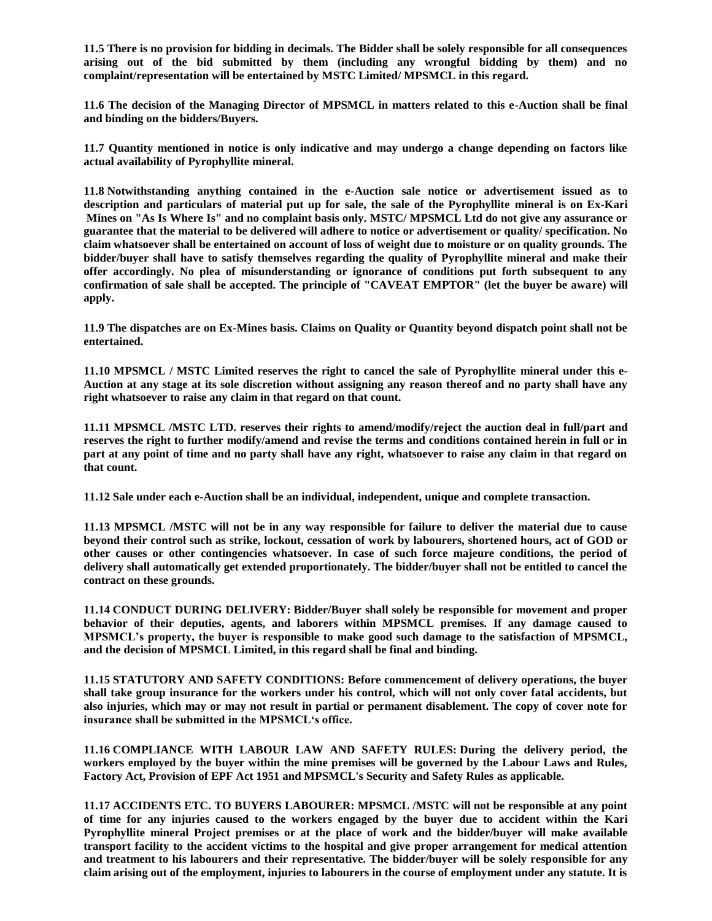**11.5 There is no provision for bidding in decimals. The Bidder shall be solely responsible for all consequences arising out of the bid submitted by them (including any wrongful bidding by them) and no complaint/representation will be entertained by MSTC Limited/ MPSMCL in this regard.**

**11.6 The decision of the Managing Director of MPSMCL in matters related to this e-Auction shall be final and binding on the bidders/Buyers.**

**11.7 Quantity mentioned in notice is only indicative and may undergo a change depending on factors like actual availability of Pyrophyllite mineral.**

**11.8 Notwithstanding anything contained in the e-Auction sale notice or advertisement issued as to description and particulars of material put up for sale, the sale of the Pyrophyllite mineral is on Ex-Kari Mines on "As Is Where Is" and no complaint basis only. MSTC/ MPSMCL Ltd do not give any assurance or guarantee that the material to be delivered will adhere to notice or advertisement or quality/ specification. No claim whatsoever shall be entertained on account of loss of weight due to moisture or on quality grounds. The bidder/buyer shall have to satisfy themselves regarding the quality of Pyrophyllite mineral and make their offer accordingly. No plea of misunderstanding or ignorance of conditions put forth subsequent to any confirmation of sale shall be accepted. The principle of "CAVEAT EMPTOR" (let the buyer be aware) will apply.**

**11.9 The dispatches are on Ex-Mines basis. Claims on Quality or Quantity beyond dispatch point shall not be entertained.**

**11.10 MPSMCL / MSTC Limited reserves the right to cancel the sale of Pyrophyllite mineral under this e-Auction at any stage at its sole discretion without assigning any reason thereof and no party shall have any right whatsoever to raise any claim in that regard on that count.**

**11.11 MPSMCL /MSTC LTD. reserves their rights to amend/modify/reject the auction deal in full/part and reserves the right to further modify/amend and revise the terms and conditions contained herein in full or in part at any point of time and no party shall have any right, whatsoever to raise any claim in that regard on that count.**

**11.12 Sale under each e-Auction shall be an individual, independent, unique and complete transaction.**

**11.13 MPSMCL /MSTC will not be in any way responsible for failure to deliver the material due to cause beyond their control such as strike, lockout, cessation of work by labourers, shortened hours, act of GOD or other causes or other contingencies whatsoever. In case of such force majeure conditions, the period of delivery shall automatically get extended proportionately. The bidder/buyer shall not be entitled to cancel the contract on these grounds.**

**11.14 CONDUCT DURING DELIVERY: Bidder/Buyer shall solely be responsible for movement and proper behavior of their deputies, agents, and laborers within MPSMCL premises. If any damage caused to MPSMCL's property, the buyer is responsible to make good such damage to the satisfaction of MPSMCL, and the decision of MPSMCL Limited, in this regard shall be final and binding.**

**11.15 STATUTORY AND SAFETY CONDITIONS: Before commencement of delivery operations, the buyer shall take group insurance for the workers under his control, which will not only cover fatal accidents, but also injuries, which may or may not result in partial or permanent disablement. The copy of cover note for insurance shall be submitted in the MPSMCL's office.**

**11.16 COMPLIANCE WITH LABOUR LAW AND SAFETY RULES: During the delivery period, the workers employed by the buyer within the mine premises will be governed by the Labour Laws and Rules, Factory Act, Provision of EPF Act 1951 and MPSMCL's Security and Safety Rules as applicable.**

**11.17 ACCIDENTS ETC. TO BUYERS LABOURER: MPSMCL /MSTC will not be responsible at any point of time for any injuries caused to the workers engaged by the buyer due to accident within the Kari Pyrophyllite mineral Project premises or at the place of work and the bidder/buyer will make available transport facility to the accident victims to the hospital and give proper arrangement for medical attention and treatment to his labourers and their representative. The bidder/buyer will be solely responsible for any claim arising out of the employment, injuries to labourers in the course of employment under any statute. It is**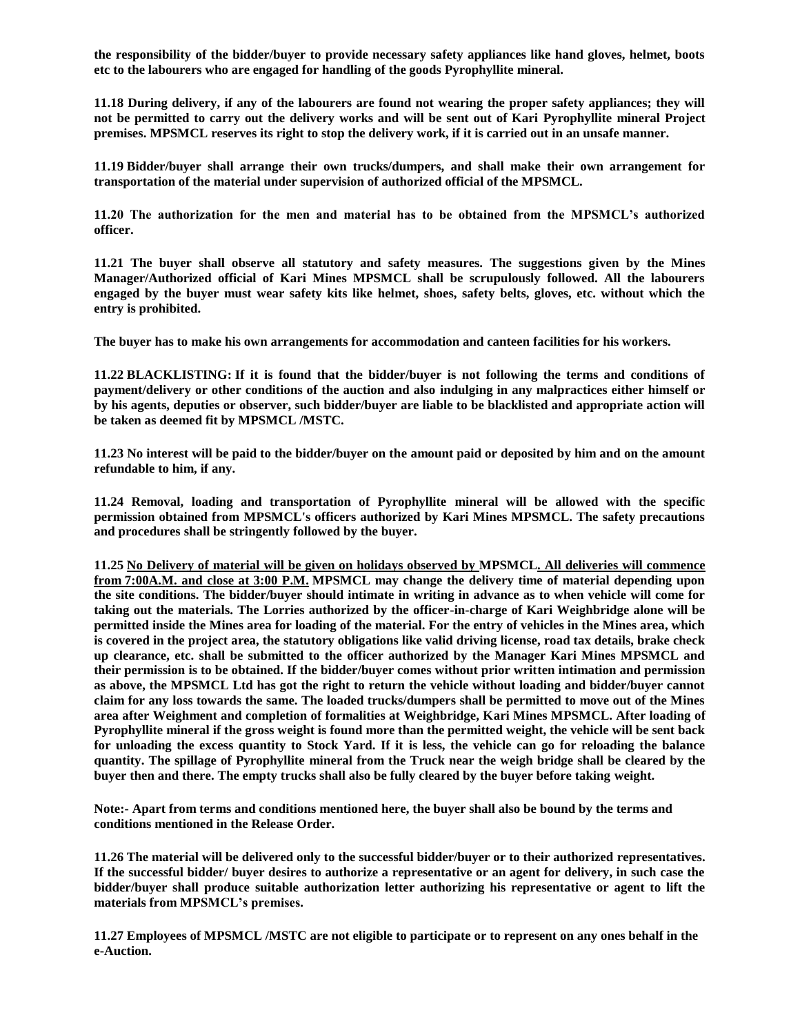**the responsibility of the bidder/buyer to provide necessary safety appliances like hand gloves, helmet, boots etc to the labourers who are engaged for handling of the goods Pyrophyllite mineral.**

**11.18 During delivery, if any of the labourers are found not wearing the proper safety appliances; they will not be permitted to carry out the delivery works and will be sent out of Kari Pyrophyllite mineral Project premises. MPSMCL reserves its right to stop the delivery work, if it is carried out in an unsafe manner.**

**11.19 Bidder/buyer shall arrange their own trucks/dumpers, and shall make their own arrangement for transportation of the material under supervision of authorized official of the MPSMCL.**

**11.20 The authorization for the men and material has to be obtained from the MPSMCL's authorized officer.**

**11.21 The buyer shall observe all statutory and safety measures. The suggestions given by the Mines Manager/Authorized official of Kari Mines MPSMCL shall be scrupulously followed. All the labourers engaged by the buyer must wear safety kits like helmet, shoes, safety belts, gloves, etc. without which the entry is prohibited.**

**The buyer has to make his own arrangements for accommodation and canteen facilities for his workers.**

**11.22 BLACKLISTING: If it is found that the bidder/buyer is not following the terms and conditions of payment/delivery or other conditions of the auction and also indulging in any malpractices either himself or by his agents, deputies or observer, such bidder/buyer are liable to be blacklisted and appropriate action will be taken as deemed fit by MPSMCL /MSTC.**

**11.23 No interest will be paid to the bidder/buyer on the amount paid or deposited by him and on the amount refundable to him, if any.**

**11.24 Removal, loading and transportation of Pyrophyllite mineral will be allowed with the specific permission obtained from MPSMCL's officers authorized by Kari Mines MPSMCL. The safety precautions and procedures shall be stringently followed by the buyer.**

**11.25 <u>No Delivery of material will be given on holidays observed by</u> MPSMCL<u>. All deliveries will commence from 7:00A.M. and close at 3:00 P.M.</u> MPSMCL may change the delivery time of material depending upon the site conditions. The bidder/buyer should intimate in writing in advance as to when vehicle will come for taking out the materials. The Lorries authorized by the officer-in-charge of Kari Weighbridge alone will be permitted inside the Mines area for loading of the material. For the entry of vehicles in the Mines area, which is covered in the project area, the statutory obligations like valid driving license, road tax details, brake check up clearance, etc. shall be submitted to the officer authorized by the Manager Kari Mines MPSMCL and their permission is to be obtained. If the bidder/buyer comes without prior written intimation and permission as above, the MPSMCL Ltd has got the right to return the vehicle without loading and bidder/buyer cannot claim for any loss towards the same. The loaded trucks/dumpers shall be permitted to move out of the Mines area after Weighment and completion of formalities at Weighbridge, Kari Mines MPSMCL. After loading of Pyrophyllite mineral if the gross weight is found more than the permitted weight, the vehicle will be sent back for unloading the excess quantity to Stock Yard. If it is less, the vehicle can go for reloading the balance quantity. The spillage of Pyrophyllite mineral from the Truck near the weigh bridge shall be cleared by the buyer then and there. The empty trucks shall also be fully cleared by the buyer before taking weight.**

**Note:- Apart from terms and conditions mentioned here, the buyer shall also be bound by the terms and conditions mentioned in the Release Order.**

**11.26 The material will be delivered only to the successful bidder/buyer or to their authorized representatives. If the successful bidder/ buyer desires to authorize a representative or an agent for delivery, in such case the bidder/buyer shall produce suitable authorization letter authorizing his representative or agent to lift the materials from MPSMCL's premises.**

**11.27 Employees of MPSMCL /MSTC are not eligible to participate or to represent on any ones behalf in the e-Auction.**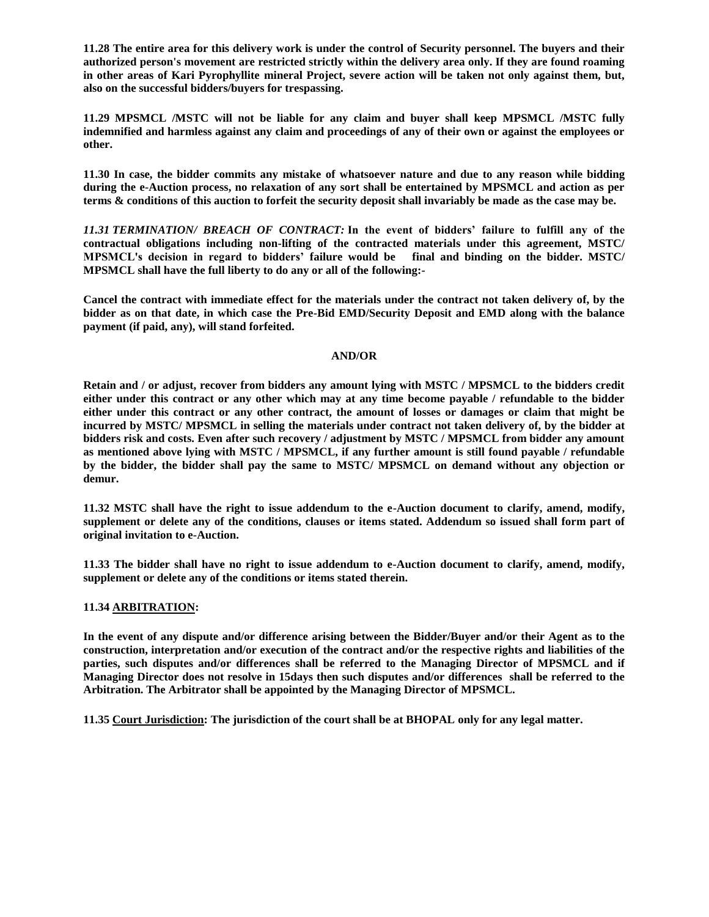**11.28 The entire area for this delivery work is under the control of Security personnel. The buyers and their authorized person's movement are restricted strictly within the delivery area only. If they are found roaming in other areas of Kari Pyrophyllite mineral Project, severe action will be taken not only against them, but, also on the successful bidders/buyers for trespassing.**

**11.29 MPSMCL /MSTC will not be liable for any claim and buyer shall keep MPSMCL /MSTC fully indemnified and harmless against any claim and proceedings of any of their own or against the employees or other.**

**11.30 In case, the bidder commits any mistake of whatsoever nature and due to any reason while bidding during the e-Auction process, no relaxation of any sort shall be entertained by MPSMCL and action as per terms & conditions of this auction to forfeit the security deposit shall invariably be made as the case may be.**

***11.31 TERMINATION/ BREACH OF CONTRACT:* In the event of bidders' failure to fulfill any of the contractual obligations including non-lifting of the contracted materials under this agreement, MSTC/ MPSMCL's decision in regard to bidders' failure would be final and binding on the bidder. MSTC/ MPSMCL shall have the full liberty to do any or all of the following:-**

**Cancel the contract with immediate effect for the materials under the contract not taken delivery of, by the bidder as on that date, in which case the Pre-Bid EMD/Security Deposit and EMD along with the balance payment (if paid, any), will stand forfeited.**

**AND/OR**

**Retain and / or adjust, recover from bidders any amount lying with MSTC / MPSMCL to the bidders credit either under this contract or any other which may at any time become payable / refundable to the bidder either under this contract or any other contract, the amount of losses or damages or claim that might be incurred by MSTC/ MPSMCL in selling the materials under contract not taken delivery of, by the bidder at bidders risk and costs. Even after such recovery / adjustment by MSTC / MPSMCL from bidder any amount as mentioned above lying with MSTC / MPSMCL, if any further amount is still found payable / refundable by the bidder, the bidder shall pay the same to MSTC/ MPSMCL on demand without any objection or demur.**

**11.32 MSTC shall have the right to issue addendum to the e-Auction document to clarify, amend, modify, supplement or delete any of the conditions, clauses or items stated. Addendum so issued shall form part of original invitation to e-Auction.**

**11.33 The bidder shall have no right to issue addendum to e-Auction document to clarify, amend, modify, supplement or delete any of the conditions or items stated therein.**

**11.34 ARBITRATION:**

**In the event of any dispute and/or difference arising between the Bidder/Buyer and/or their Agent as to the construction, interpretation and/or execution of the contract and/or the respective rights and liabilities of the parties, such disputes and/or differences shall be referred to the Managing Director of MPSMCL and if Managing Director does not resolve in 15days then such disputes and/or differences shall be referred to the Arbitration. The Arbitrator shall be appointed by the Managing Director of MPSMCL.**

**11.35 Court Jurisdiction: The jurisdiction of the court shall be at BHOPAL only for any legal matter.**